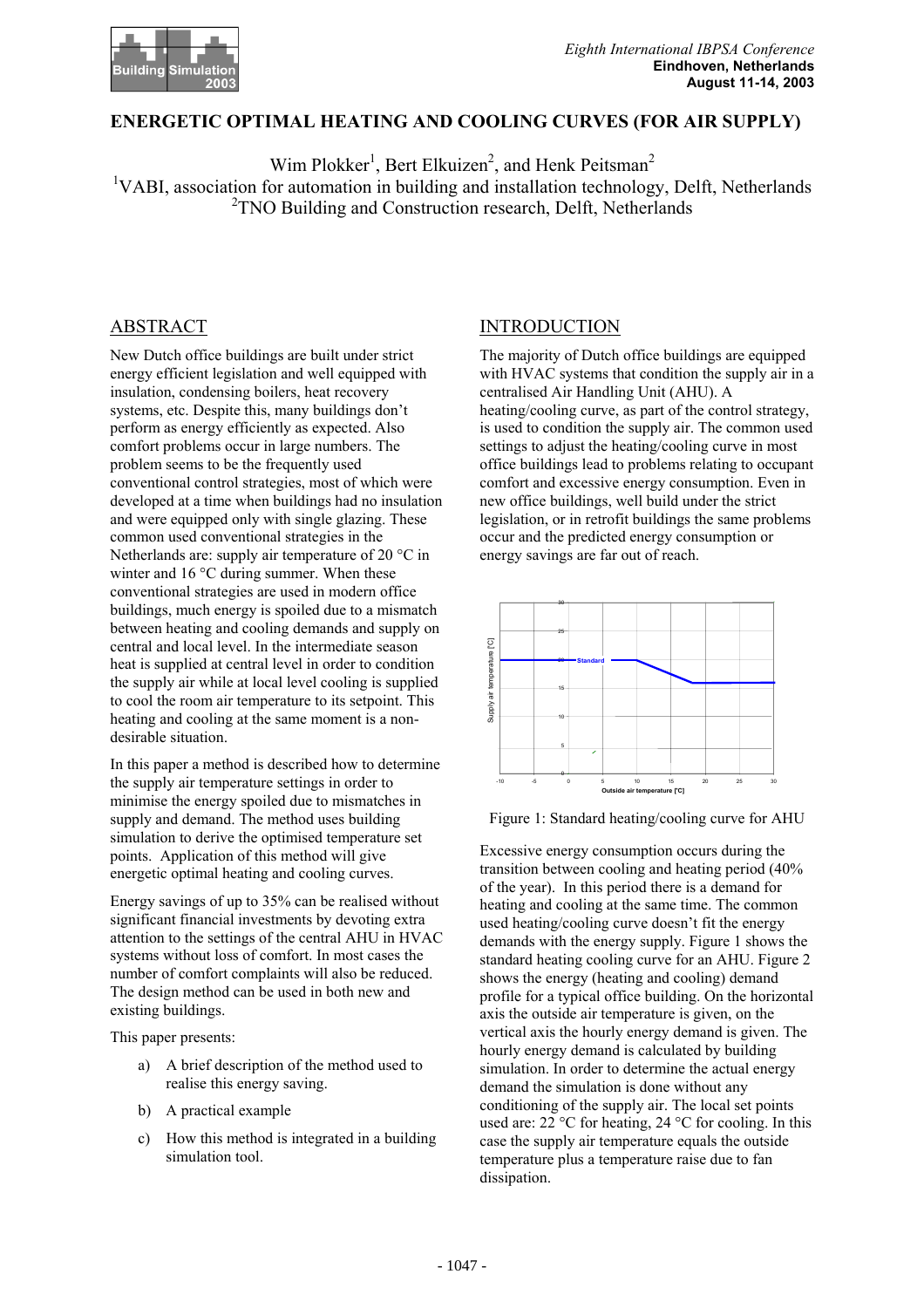# ENERGETIC OPTIMAL HEATING AND COOLING CURVES (FOR AIR SUPPLY)

Wim Plokker[1], Bert Elkuizen[2], and Henk Peitsman[2]

[1]VABI, association for automation in building and installation technology, Delft, Netherlands
[2]TNO Building and Construction research, Delft, Netherlands

## ABSTRACT

New Dutch office buildings are built under strict energy efficient legislation and well equipped with insulation, condensing boilers, heat recovery systems, etc. Despite this, many buildings don't perform as energy efficiently as expected. Also comfort problems occur in large numbers. The problem seems to be the frequently used conventional control strategies, most of which were developed at a time when buildings had no insulation and were equipped only with single glazing. These common used conventional strategies in the Netherlands are: supply air temperature of 20 °C in winter and 16 °C during summer. When these conventional strategies are used in modern office buildings, much energy is spoiled due to a mismatch between heating and cooling demands and supply on central and local level. In the intermediate season heat is supplied at central level in order to condition the supply air while at local level cooling is supplied to cool the room air temperature to its setpoint. This heating and cooling at the same moment is a non-desirable situation.

In this paper a method is described how to determine the supply air temperature settings in order to minimise the energy spoiled due to mismatches in supply and demand. The method uses building simulation to derive the optimised temperature set points. Application of this method will give energetic optimal heating and cooling curves.

Energy savings of up to 35% can be realised without significant financial investments by devoting extra attention to the settings of the central AHU in HVAC systems without loss of comfort. In most cases the number of comfort complaints will also be reduced. The design method can be used in both new and existing buildings.

This paper presents:

a) A brief description of the method used to realise this energy saving.

b) A practical example

c) How this method is integrated in a building simulation tool.

## INTRODUCTION

The majority of Dutch office buildings are equipped with HVAC systems that condition the supply air in a centralised Air Handling Unit (AHU). A heating/cooling curve, as part of the control strategy, is used to condition the supply air. The common used settings to adjust the heating/cooling curve in most office buildings lead to problems relating to occupant comfort and excessive energy consumption. Even in new office buildings, well build under the strict legislation, or in retrofit buildings the same problems occur and the predicted energy consumption or energy savings are far out of reach.

Figure 1: Standard heating/cooling curve for AHU

Excessive energy consumption occurs during the transition between cooling and heating period (40% of the year). In this period there is a demand for heating and cooling at the same time. The common used heating/cooling curve doesn't fit the energy demands with the energy supply. Figure 1 shows the standard heating cooling curve for an AHU. Figure 2 shows the energy (heating and cooling) demand profile for a typical office building. On the horizontal axis the outside air temperature is given, on the vertical axis the hourly energy demand is given. The hourly energy demand is calculated by building simulation. In order to determine the actual energy demand the simulation is done without any conditioning of the supply air. The local set points used are: 22 °C for heating, 24 °C for cooling. In this case the supply air temperature equals the outside temperature plus a temperature raise due to fan dissipation.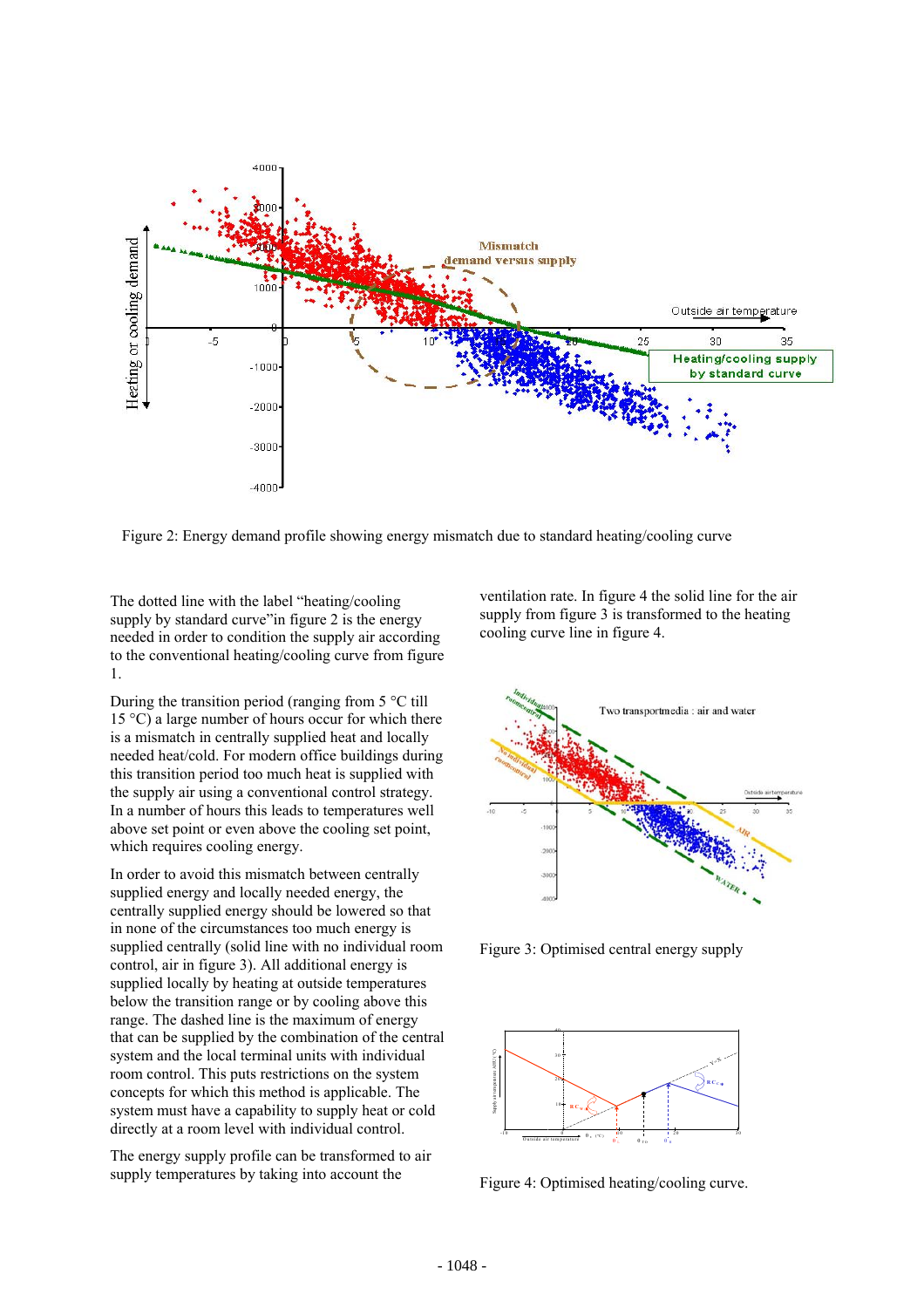Figure 2: Energy demand profile showing energy mismatch due to standard heating/cooling curve

The dotted line with the label "heating/cooling supply by standard curve"in figure 2 is the energy needed in order to condition the supply air according to the conventional heating/cooling curve from figure 1.

During the transition period (ranging from 5 °C till 15 °C) a large number of hours occur for which there is a mismatch in centrally supplied heat and locally needed heat/cold. For modern office buildings during this transition period too much heat is supplied with the supply air using a conventional control strategy. In a number of hours this leads to temperatures well above set point or even above the cooling set point, which requires cooling energy.

In order to avoid this mismatch between centrally supplied energy and locally needed energy, the centrally supplied energy should be lowered so that in none of the circumstances too much energy is supplied centrally (solid line with no individual room control, air in figure 3). All additional energy is supplied locally by heating at outside temperatures below the transition range or by cooling above this range. The dashed line is the maximum of energy that can be supplied by the combination of the central system and the local terminal units with individual room control. This puts restrictions on the system concepts for which this method is applicable. The system must have a capability to supply heat or cold directly at a room level with individual control.

The energy supply profile can be transformed to air supply temperatures by taking into account the ventilation rate. In figure 4 the solid line for the air supply from figure 3 is transformed to the heating cooling curve line in figure 4.

Figure 3: Optimised central energy supply

Figure 4: Optimised heating/cooling curve.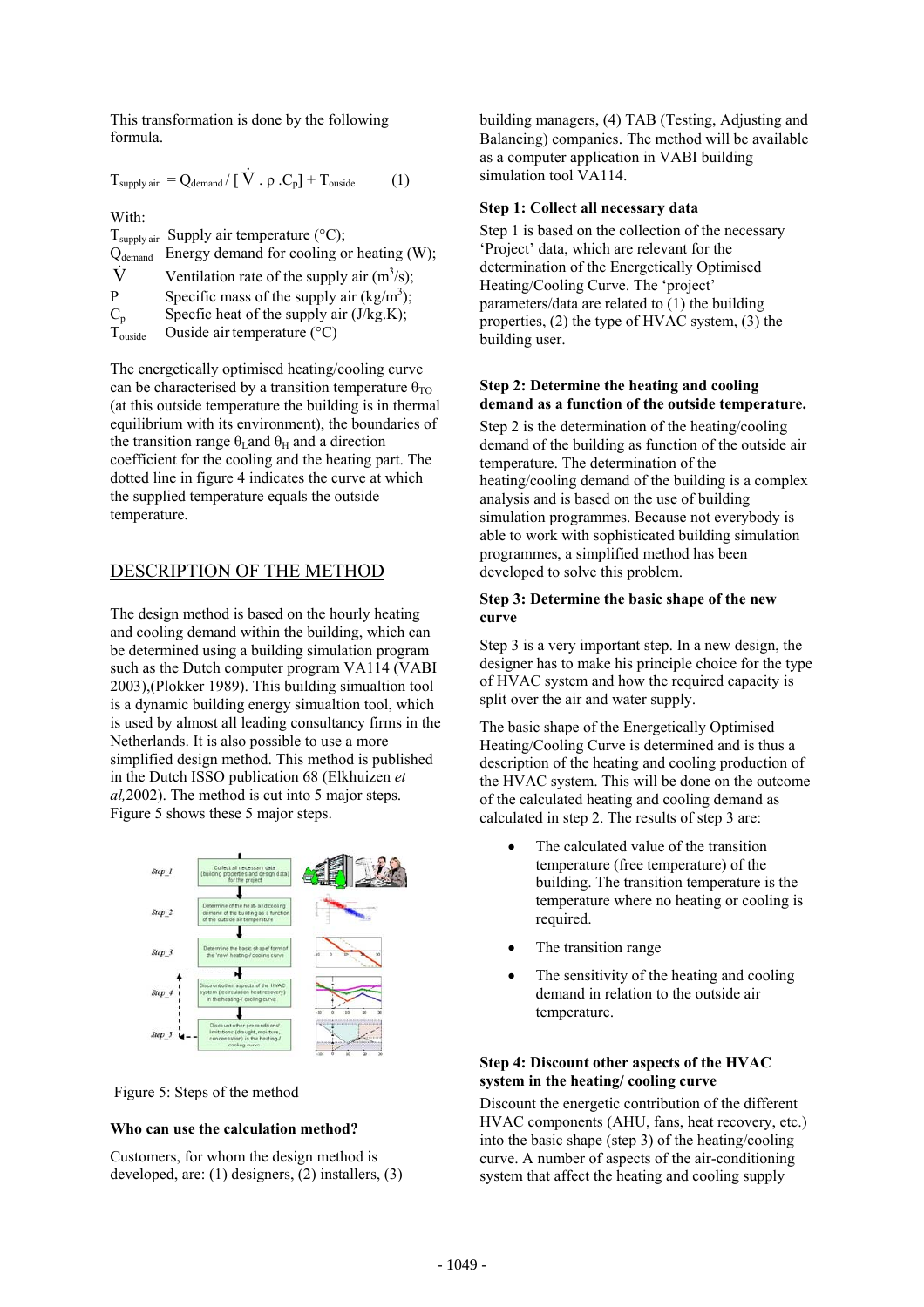This transformation is done by the following formula.

$$T_{supply\ air} = Q_{demand} / [\dot{V} \cdot \rho \cdot C_p] + T_{ouside} \qquad (1)$$

With:

$T_{supply\ air}$ Supply air temperature (°C);
$Q_{demand}$ Energy demand for cooling or heating (W);
$\dot{V}$ Ventilation rate of the supply air ($m^3/s$);
P Specific mass of the supply air ($kg/m^3$);
$C_p$ Specfic heat of the supply air (J/kg.K);
$T_{ouside}$ Ouside air temperature (°C)

The energetically optimised heating/cooling curve can be characterised by a transition temperature $\theta_{TO}$ (at this outside temperature the building is in thermal equilibrium with its environment), the boundaries of the transition range $\theta_L$ and $\theta_H$ and a direction coefficient for the cooling and the heating part. The dotted line in figure 4 indicates the curve at which the supplied temperature equals the outside temperature.

## DESCRIPTION OF THE METHOD

The design method is based on the hourly heating and cooling demand within the building, which can be determined using a building simulation program such as the Dutch computer program VA114 (VABI 2003),(Plokker 1989). This building simualtion tool is a dynamic building energy simualtion tool, which is used by almost all leading consultancy firms in the Netherlands. It is also possible to use a more simplified design method. This method is published in the Dutch ISSO publication 68 (Elkhuizen *et al,*2002). The method is cut into 5 major steps. Figure 5 shows these 5 major steps.

Figure 5: Steps of the method

**Who can use the calculation method?**

Customers, for whom the design method is developed, are: (1) designers, (2) installers, (3) building managers, (4) TAB (Testing, Adjusting and Balancing) companies. The method will be available as a computer application in VABI building simulation tool VA114.

**Step 1: Collect all necessary data**

Step 1 is based on the collection of the necessary 'Project' data, which are relevant for the determination of the Energetically Optimised Heating/Cooling Curve. The 'project' parameters/data are related to (1) the building properties, (2) the type of HVAC system, (3) the building user.

**Step 2: Determine the heating and cooling demand as a function of the outside temperature.**

Step 2 is the determination of the heating/cooling demand of the building as function of the outside air temperature. The determination of the heating/cooling demand of the building is a complex analysis and is based on the use of building simulation programmes. Because not everybody is able to work with sophisticated building simulation programmes, a simplified method has been developed to solve this problem.

**Step 3: Determine the basic shape of the new curve**

Step 3 is a very important step. In a new design, the designer has to make his principle choice for the type of HVAC system and how the required capacity is split over the air and water supply.

The basic shape of the Energetically Optimised Heating/Cooling Curve is determined and is thus a description of the heating and cooling production of the HVAC system. This will be done on the outcome of the calculated heating and cooling demand as calculated in step 2. The results of step 3 are:

- The calculated value of the transition temperature (free temperature) of the building. The transition temperature is the temperature where no heating or cooling is required.
- The transition range
- The sensitivity of the heating and cooling demand in relation to the outside air temperature.

**Step 4: Discount other aspects of the HVAC system in the heating/ cooling curve**

Discount the energetic contribution of the different HVAC components (AHU, fans, heat recovery, etc.) into the basic shape (step 3) of the heating/cooling curve. A number of aspects of the air-conditioning system that affect the heating and cooling supply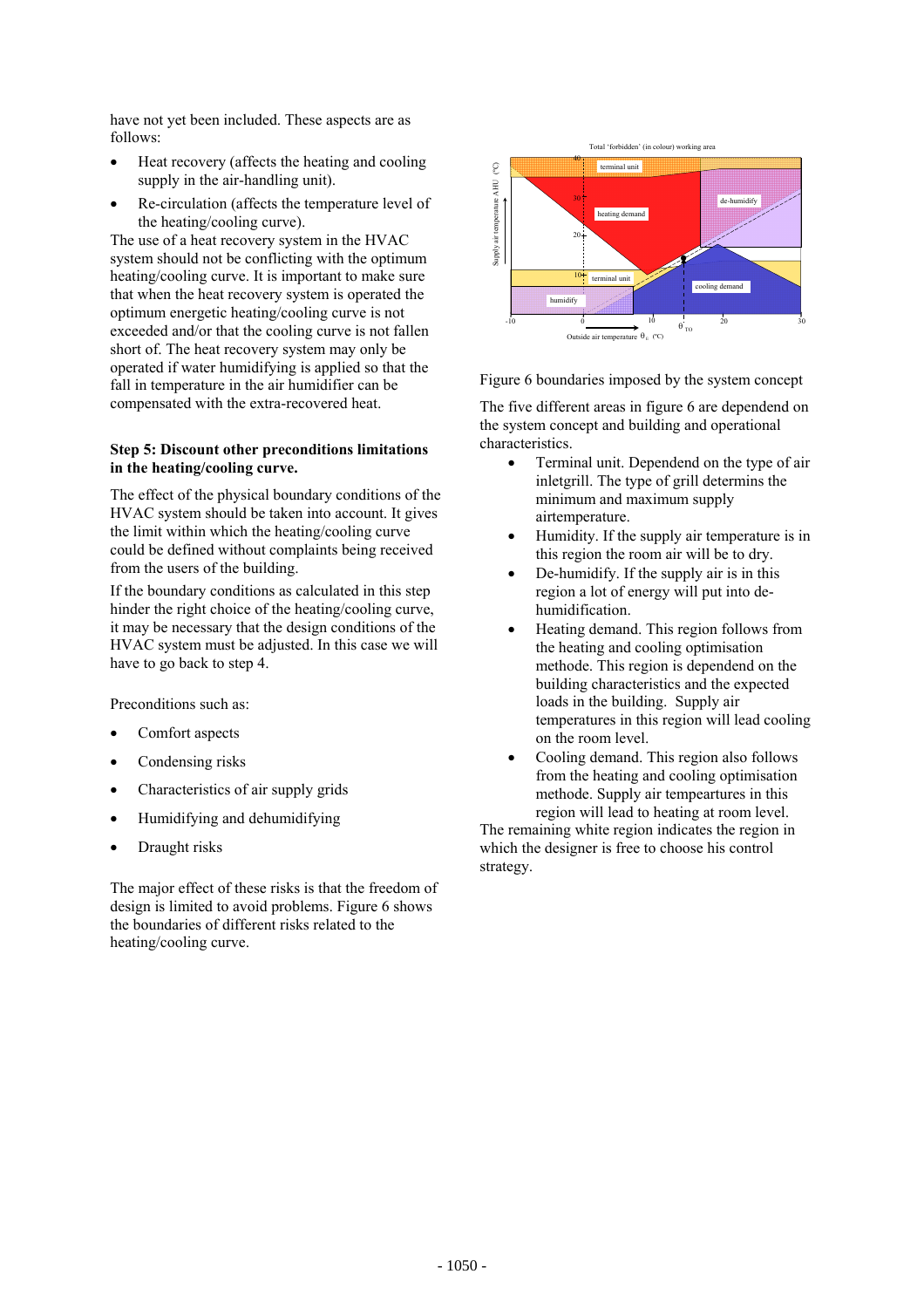have not yet been included. These aspects are as follows:

- Heat recovery (affects the heating and cooling supply in the air-handling unit).
- Re-circulation (affects the temperature level of the heating/cooling curve).

The use of a heat recovery system in the HVAC system should not be conflicting with the optimum heating/cooling curve. It is important to make sure that when the heat recovery system is operated the optimum energetic heating/cooling curve is not exceeded and/or that the cooling curve is not fallen short of. The heat recovery system may only be operated if water humidifying is applied so that the fall in temperature in the air humidifier can be compensated with the extra-recovered heat.

**Step 5: Discount other preconditions limitations in the heating/cooling curve.**

The effect of the physical boundary conditions of the HVAC system should be taken into account. It gives the limit within which the heating/cooling curve could be defined without complaints being received from the users of the building.

If the boundary conditions as calculated in this step hinder the right choice of the heating/cooling curve, it may be necessary that the design conditions of the HVAC system must be adjusted. In this case we will have to go back to step 4.

Preconditions such as:

- Comfort aspects
- Condensing risks
- Characteristics of air supply grids
- Humidifying and dehumidifying
- Draught risks

The major effect of these risks is that the freedom of design is limited to avoid problems. Figure 6 shows the boundaries of different risks related to the heating/cooling curve.

Figure 6 boundaries imposed by the system concept

The five different areas in figure 6 are dependend on the system concept and building and operational characteristics.

- Terminal unit. Dependend on the type of air inletgrill. The type of grill determins the minimum and maximum supply airtemperature.
- Humidity. If the supply air temperature is in this region the room air will be to dry.
- De-humidify. If the supply air is in this region a lot of energy will put into de-humidification.
- Heating demand. This region follows from the heating and cooling optimisation methode. This region is dependend on the building characteristics and the expected loads in the building. Supply air temperatures in this region will lead cooling on the room level.
- Cooling demand. This region also follows from the heating and cooling optimisation methode. Supply air tempeartures in this region will lead to heating at room level.

The remaining white region indicates the region in which the designer is free to choose his control strategy.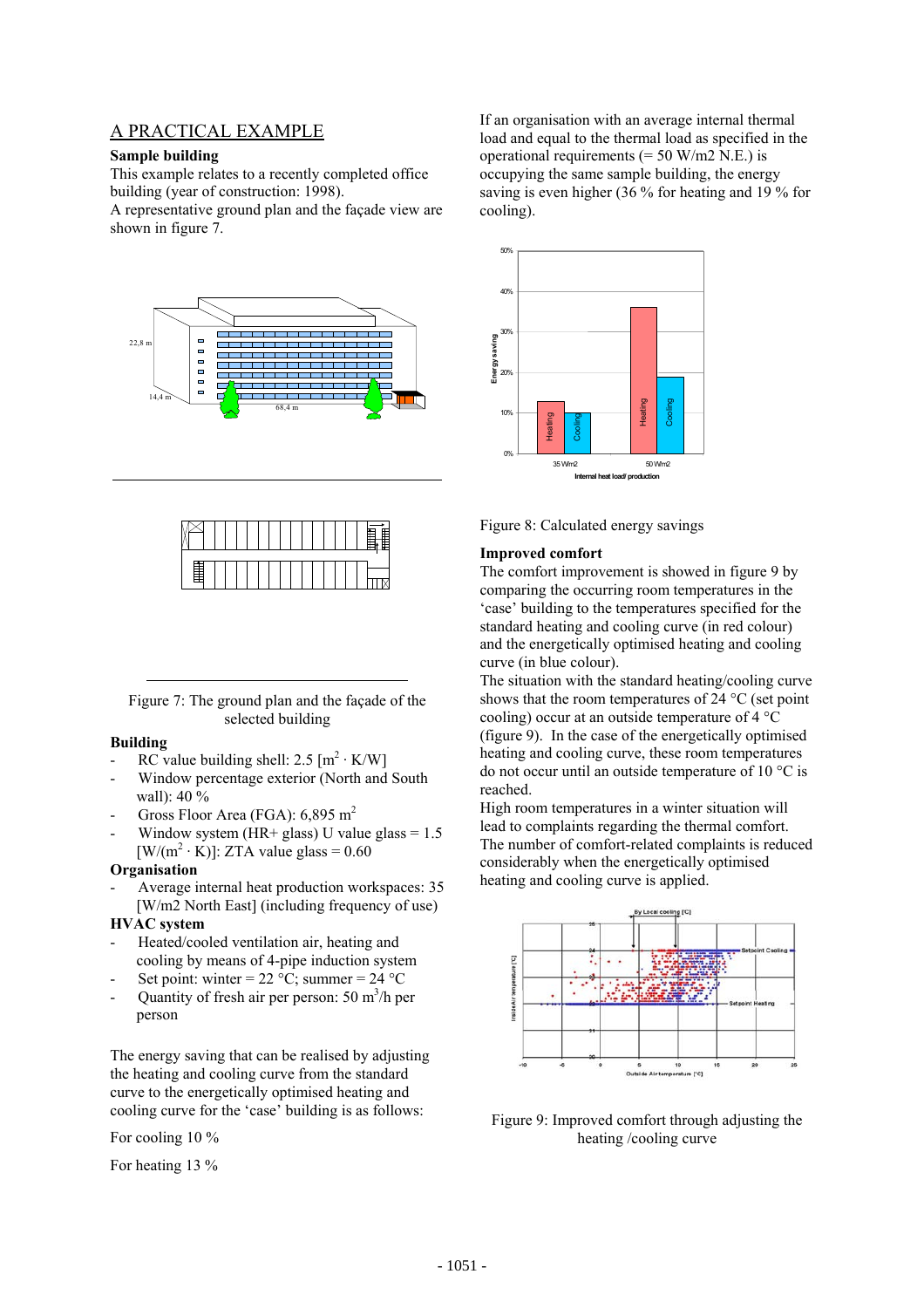## A PRACTICAL EXAMPLE

**Sample building**

This example relates to a recently completed office building (year of construction: 1998).
A representative ground plan and the façade view are shown in figure 7.

Figure 7: The ground plan and the façade of the selected building

**Building**

- RC value building shell: 2.5 [$m^2 \cdot K/W$]
- Window percentage exterior (North and South wall): 40 %
- Gross Floor Area (FGA): 6,895 $m^2$
- Window system (HR+ glass) U value glass = 1.5 [$W/(m^2 \cdot K)$]: ZTA value glass = 0.60

**Organisation**

- Average internal heat production workspaces: 35 [W/m2 North East] (including frequency of use)

**HVAC system**

- Heated/cooled ventilation air, heating and cooling by means of 4-pipe induction system
- Set point: winter = 22 °C; summer = 24 °C
- Quantity of fresh air per person: 50 $m^3$/h per person

The energy saving that can be realised by adjusting the heating and cooling curve from the standard curve to the energetically optimised heating and cooling curve for the 'case' building is as follows:

For cooling 10 %

For heating 13 %

If an organisation with an average internal thermal load and equal to the thermal load as specified in the operational requirements (= 50 W/m2 N.E.) is occupying the same sample building, the energy saving is even higher (36 % for heating and 19 % for cooling).

Figure 8: Calculated energy savings

**Improved comfort**

The comfort improvement is showed in figure 9 by comparing the occurring room temperatures in the 'case' building to the temperatures specified for the standard heating and cooling curve (in red colour) and the energetically optimised heating and cooling curve (in blue colour).
The situation with the standard heating/cooling curve shows that the room temperatures of 24 °C (set point cooling) occur at an outside temperature of 4 °C (figure 9). In the case of the energetically optimised heating and cooling curve, these room temperatures do not occur until an outside temperature of 10 °C is reached.
High room temperatures in a winter situation will lead to complaints regarding the thermal comfort. The number of comfort-related complaints is reduced considerably when the energetically optimised heating and cooling curve is applied.

Figure 9: Improved comfort through adjusting the heating /cooling curve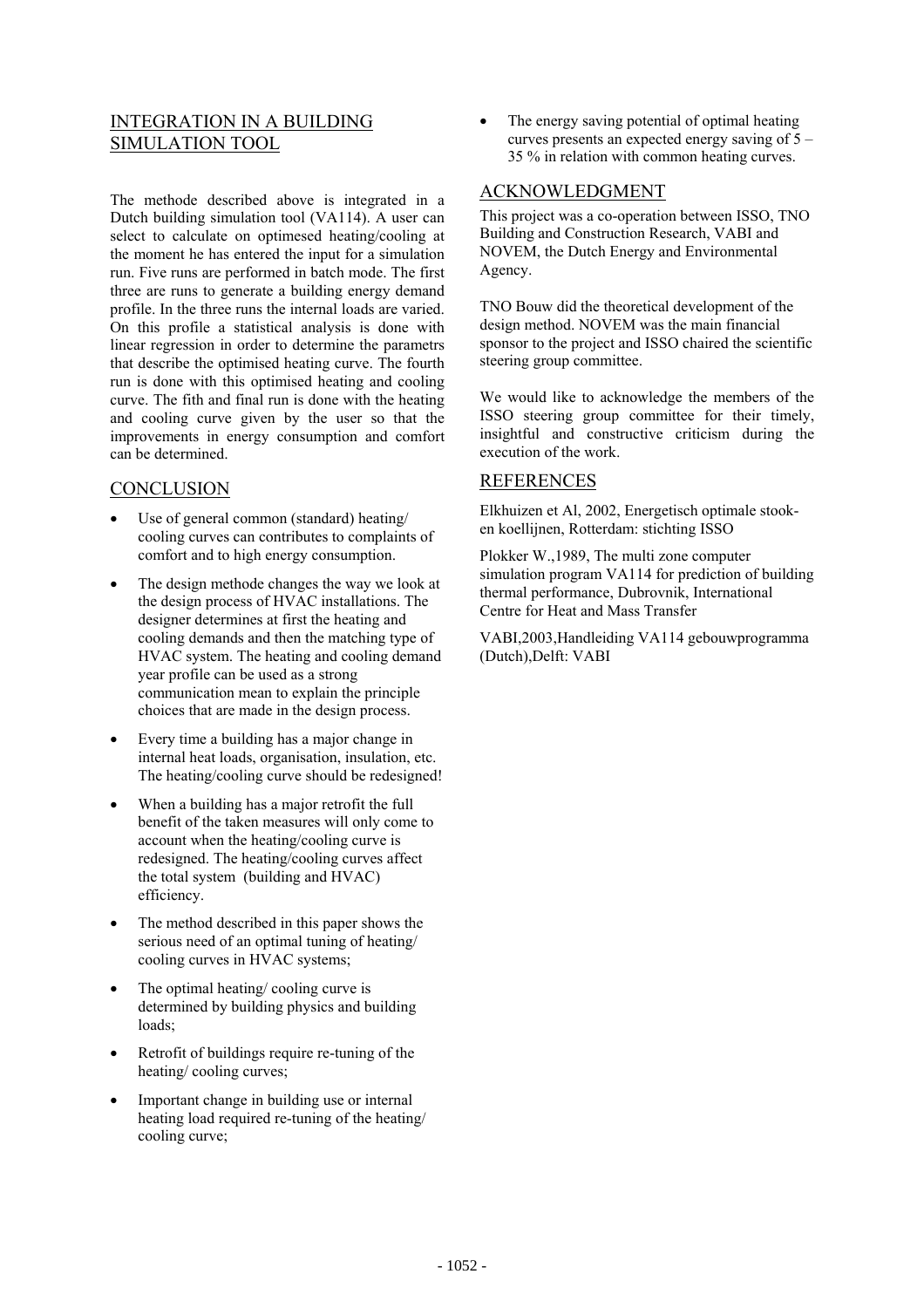## INTEGRATION IN A BUILDING SIMULATION TOOL

The methode described above is integrated in a Dutch building simulation tool (VA114). A user can select to calculate on optimesed heating/cooling at the moment he has entered the input for a simulation run. Five runs are performed in batch mode. The first three are runs to generate a building energy demand profile. In the three runs the internal loads are varied. On this profile a statistical analysis is done with linear regression in order to determine the parametrs that describe the optimised heating curve. The fourth run is done with this optimised heating and cooling curve. The fith and final run is done with the heating and cooling curve given by the user so that the improvements in energy consumption and comfort can be determined.

## CONCLUSION

- Use of general common (standard) heating/ cooling curves can contributes to complaints of comfort and to high energy consumption.
- The design methode changes the way we look at the design process of HVAC installations. The designer determines at first the heating and cooling demands and then the matching type of HVAC system. The heating and cooling demand year profile can be used as a strong communication mean to explain the principle choices that are made in the design process.
- Every time a building has a major change in internal heat loads, organisation, insulation, etc. The heating/cooling curve should be redesigned!
- When a building has a major retrofit the full benefit of the taken measures will only come to account when the heating/cooling curve is redesigned. The heating/cooling curves affect the total system (building and HVAC) efficiency.
- The method described in this paper shows the serious need of an optimal tuning of heating/ cooling curves in HVAC systems;
- The optimal heating/ cooling curve is determined by building physics and building loads;
- Retrofit of buildings require re-tuning of the heating/ cooling curves;
- Important change in building use or internal heating load required re-tuning of the heating/ cooling curve;
- The energy saving potential of optimal heating curves presents an expected energy saving of 5 – 35 % in relation with common heating curves.

## ACKNOWLEDGMENT

This project was a co-operation between ISSO, TNO Building and Construction Research, VABI and NOVEM, the Dutch Energy and Environmental Agency.

TNO Bouw did the theoretical development of the design method. NOVEM was the main financial sponsor to the project and ISSO chaired the scientific steering group committee.

We would like to acknowledge the members of the ISSO steering group committee for their timely, insightful and constructive criticism during the execution of the work.

## REFERENCES

Elkhuizen et Al, 2002, Energetisch optimale stook- en koellijnen, Rotterdam: stichting ISSO

Plokker W.,1989, The multi zone computer simulation program VA114 for prediction of building thermal performance, Dubrovnik, International Centre for Heat and Mass Transfer

VABI,2003,Handleiding VA114 gebouwprogramma (Dutch),Delft: VABI